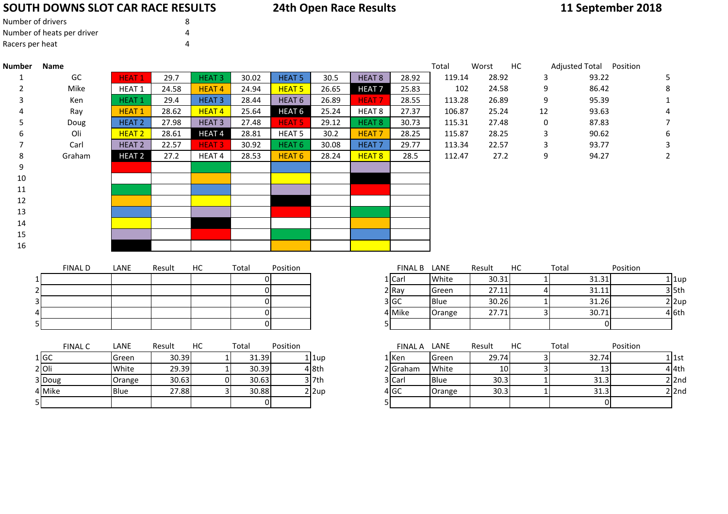# SOUTH DOWNS SLOT CAR RACE RESULTS

**24th Open Race Results**

**11 September 2018**

| | |
|---|---|
| Number of drivers | 8 |
| Number of heats per driver | 4 |
| Racers per heat | 4 |

| Number | Name | | | | | | | | | Total | Worst | HC | Adjusted Total | Position |
|---|---|---|---|---|---|---|---|---|---|---|---|---|---|---|
| 1 | GC | HEAT 1 | 29.7 | HEAT 3 | 30.02 | HEAT 5 | 30.5 | HEAT 8 | 28.92 | 119.14 | 28.92 | 3 | 93.22 | 5 |
| 2 | Mike | HEAT 1 | 24.58 | HEAT 4 | 24.94 | HEAT 5 | 26.65 | HEAT 7 | 25.83 | 102 | 24.58 | 9 | 86.42 | 8 |
| 3 | Ken | HEAT 1 | 29.4 | HEAT 3 | 28.44 | HEAT 6 | 26.89 | HEAT 7 | 28.55 | 113.28 | 26.89 | 9 | 95.39 | 1 |
| 4 | Ray | HEAT 1 | 28.62 | HEAT 4 | 25.64 | HEAT 6 | 25.24 | HEAT 8 | 27.37 | 106.87 | 25.24 | 12 | 93.63 | 4 |
| 5 | Doug | HEAT 2 | 27.98 | HEAT 3 | 27.48 | HEAT 5 | 29.12 | HEAT 8 | 30.73 | 115.31 | 27.48 | 0 | 87.83 | 7 |
| 6 | Oli | HEAT 2 | 28.61 | HEAT 4 | 28.81 | HEAT 5 | 30.2 | HEAT 7 | 28.25 | 115.87 | 28.25 | 3 | 90.62 | 6 |
| 7 | Carl | HEAT 2 | 22.57 | HEAT 3 | 30.92 | HEAT 6 | 30.08 | HEAT 7 | 29.77 | 113.34 | 22.57 | 3 | 93.77 | 3 |
| 8 | Graham | HEAT 2 | 27.2 | HEAT 4 | 28.53 | HEAT 6 | 28.24 | HEAT 8 | 28.5 | 112.47 | 27.2 | 9 | 94.27 | 2 |
| 9 | | | | | | | | | | | | | | |
| 10 | | | | | | | | | | | | | | |
| 11 | | | | | | | | | | | | | | |
| 12 | | | | | | | | | | | | | | |
| 13 | | | | | | | | | | | | | | |
| 14 | | | | | | | | | | | | | | |
| 15 | | | | | | | | | | | | | | |
| 16 | | | | | | | | | | | | | | |

| | FINAL D | LANE | Result | HC | Total | Position |
|---|---|---|---|---|---|---|
| 1 | | | | | 0 | |
| 2 | | | | | 0 | |
| 3 | | | | | 0 | |
| 4 | | | | | 0 | |
| 5 | | | | | 0 | |

| | FINAL B | LANE | Result | HC | Total | Position | |
|---|---|---|---|---|---|---|---|
| 1 | Carl | White | 30.31 | 1 | 31.31 | 1 | 1up |
| 2 | Ray | Green | 27.11 | 4 | 31.11 | 3 | 5th |
| 3 | GC | Blue | 30.26 | 1 | 31.26 | 2 | 2up |
| 4 | Mike | Orange | 27.71 | 3 | 30.71 | 4 | 6th |
| 5 | | | | | 0 | | |

| | FINAL C | LANE | Result | HC | Total | Position | |
|---|---|---|---|---|---|---|---|
| 1 | GC | Green | 30.39 | 1 | 31.39 | 1 | 1up |
| 2 | Oli | White | 29.39 | 1 | 30.39 | 4 | 8th |
| 3 | Doug | Orange | 30.63 | 0 | 30.63 | 3 | 7th |
| 4 | Mike | Blue | 27.88 | 3 | 30.88 | 2 | 2up |
| 5 | | | | | 0 | | |

| | FINAL A | LANE | Result | HC | Total | Position | |
|---|---|---|---|---|---|---|---|
| 1 | Ken | Green | 29.74 | 3 | 32.74 | 1 | 1st |
| 2 | Graham | White | 10 | 3 | 13 | 4 | 4th |
| 3 | Carl | Blue | 30.3 | 1 | 31.3 | 2 | 2nd |
| 4 | GC | Orange | 30.3 | 1 | 31.3 | 2 | 2nd |
| 5 | | | | | 0 | | |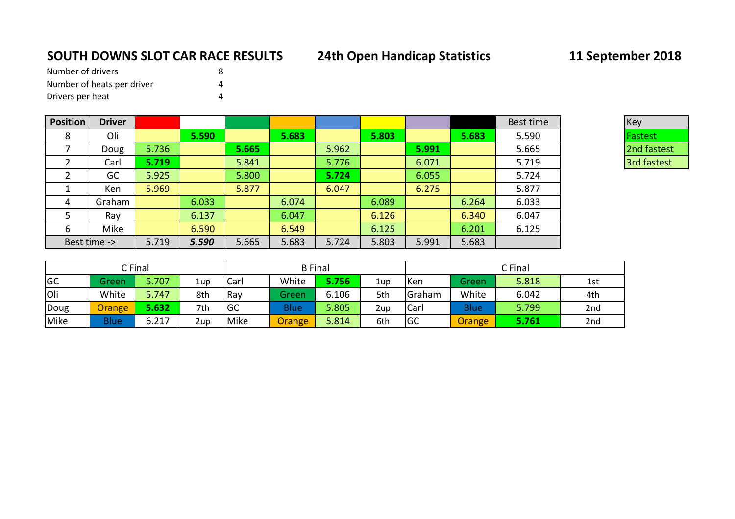# SOUTH DOWNS SLOT CAR RACE RESULTS — 24th Open Handicap Statistics — 11 September 2018

Number of drivers 8
Number of heats per driver 4
Drivers per heat 4

| Position | Driver | Red | White | Green | Orange | Blue | Yellow | Purple | Black | Best time |
|---|---|---|---|---|---|---|---|---|---|---|
| 8 | Oli | | **5.590** | | **5.683** | | **5.803** | | **5.683** | 5.590 |
| 7 | Doug | 5.736 | | **5.665** | | 5.962 | | **5.991** | | 5.665 |
| 2 | Carl | **5.719** | | 5.841 | | 5.776 | | 6.071 | | 5.719 |
| 2 | GC | 5.925 | | 5.800 | | **5.724** | | 6.055 | | 5.724 |
| 1 | Ken | 5.969 | | 5.877 | | 6.047 | | 6.275 | | 5.877 |
| 4 | Graham | | 6.033 | | 6.074 | | 6.089 | | 6.264 | 6.033 |
| 5 | Ray | | 6.137 | | 6.047 | | 6.126 | | 6.340 | 6.047 |
| 6 | Mike | | 6.590 | | 6.549 | | 6.125 | | 6.201 | 6.125 |
| Best time -> | | 5.719 | ***5.590*** | 5.665 | 5.683 | 5.724 | 5.803 | 5.991 | 5.683 | |

| Key |
|---|
| Fastest |
| 2nd fastest |
| 3rd fastest |

| C Final | | | | B Final | | | | C Final | | | |
|---|---|---|---|---|---|---|---|---|---|---|---|
| GC | Green | 5.707 | 1up | Carl | White | **5.756** | 1up | Ken | Green | 5.818 | 1st |
| Oli | White | 5.747 | 8th | Ray | Green | 6.106 | 5th | Graham | White | 6.042 | 4th |
| Doug | Orange | **5.632** | 7th | GC | Blue | 5.805 | 2up | Carl | Blue | 5.799 | 2nd |
| Mike | Blue | 6.217 | 2up | Mike | Orange | 5.814 | 6th | GC | Orange | **5.761** | 2nd |